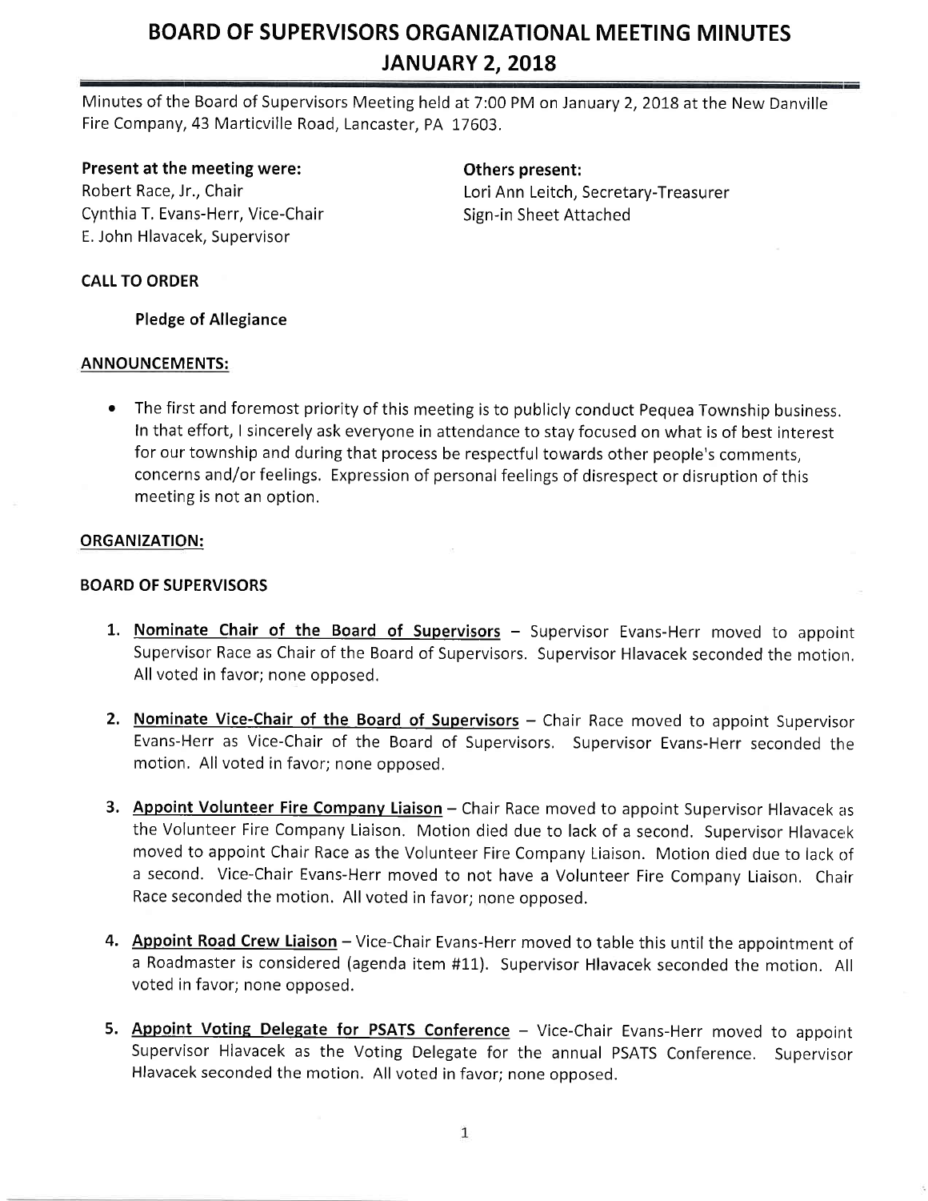# BOARD OF SUPERVISORS ORGANIZATIONAL MEETING MINUTES
# JANUARY 2, 2018

Minutes of the Board of Supervisors Meeting held at 7:00 PM on January 2, 2018 at the New Danville Fire Company, 43 Marticville Road, Lancaster, PA 17603.

**Present at the meeting were:**
Robert Race, Jr., Chair
Cynthia T. Evans-Herr, Vice-Chair
E. John Hlavacek, Supervisor

**Others present:**
Lori Ann Leitch, Secretary-Treasurer
Sign-in Sheet Attached

**CALL TO ORDER**

**Pledge of Allegiance**

**ANNOUNCEMENTS:**

- The first and foremost priority of this meeting is to publicly conduct Pequea Township business. In that effort, I sincerely ask everyone in attendance to stay focused on what is of best interest for our township and during that process be respectful towards other people's comments, concerns and/or feelings. Expression of personal feelings of disrespect or disruption of this meeting is not an option.

**ORGANIZATION:**

**BOARD OF SUPERVISORS**

1. **Nominate Chair of the Board of Supervisors** – Supervisor Evans-Herr moved to appoint Supervisor Race as Chair of the Board of Supervisors. Supervisor Hlavacek seconded the motion. All voted in favor; none opposed.

2. **Nominate Vice-Chair of the Board of Supervisors** – Chair Race moved to appoint Supervisor Evans-Herr as Vice-Chair of the Board of Supervisors. Supervisor Evans-Herr seconded the motion. All voted in favor; none opposed.

3. **Appoint Volunteer Fire Company Liaison** – Chair Race moved to appoint Supervisor Hlavacek as the Volunteer Fire Company Liaison. Motion died due to lack of a second. Supervisor Hlavacek moved to appoint Chair Race as the Volunteer Fire Company Liaison. Motion died due to lack of a second. Vice-Chair Evans-Herr moved to not have a Volunteer Fire Company Liaison. Chair Race seconded the motion. All voted in favor; none opposed.

4. **Appoint Road Crew Liaison** – Vice-Chair Evans-Herr moved to table this until the appointment of a Roadmaster is considered (agenda item #11). Supervisor Hlavacek seconded the motion. All voted in favor; none opposed.

5. **Appoint Voting Delegate for PSATS Conference** – Vice-Chair Evans-Herr moved to appoint Supervisor Hlavacek as the Voting Delegate for the annual PSATS Conference. Supervisor Hlavacek seconded the motion. All voted in favor; none opposed.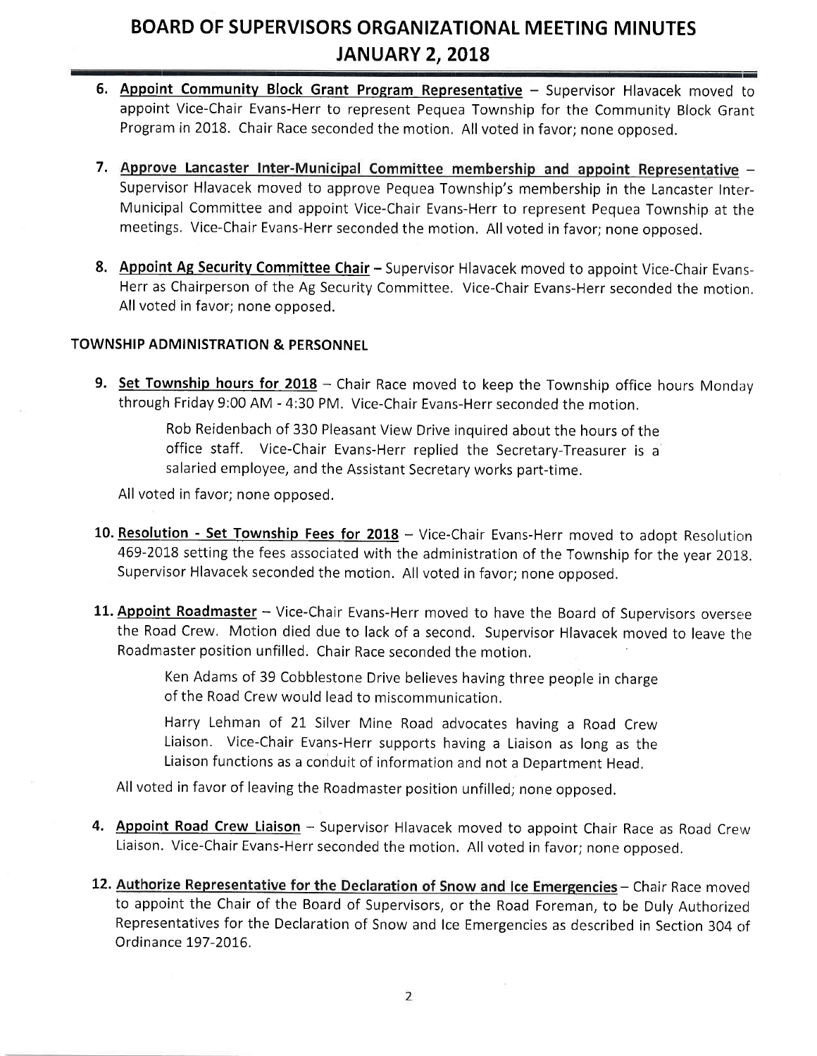# BOARD OF SUPERVISORS ORGANIZATIONAL MEETING MINUTES
## JANUARY 2, 2018

6. **Appoint Community Block Grant Program Representative** – Supervisor Hlavacek moved to appoint Vice-Chair Evans-Herr to represent Pequea Township for the Community Block Grant Program in 2018. Chair Race seconded the motion. All voted in favor; none opposed.

7. **Approve Lancaster Inter-Municipal Committee membership and appoint Representative** – Supervisor Hlavacek moved to approve Pequea Township's membership in the Lancaster Inter-Municipal Committee and appoint Vice-Chair Evans-Herr to represent Pequea Township at the meetings. Vice-Chair Evans-Herr seconded the motion. All voted in favor; none opposed.

8. **Appoint Ag Security Committee Chair** – Supervisor Hlavacek moved to appoint Vice-Chair Evans-Herr as Chairperson of the Ag Security Committee. Vice-Chair Evans-Herr seconded the motion. All voted in favor; none opposed.

### TOWNSHIP ADMINISTRATION & PERSONNEL

9. **Set Township hours for 2018** – Chair Race moved to keep the Township office hours Monday through Friday 9:00 AM - 4:30 PM. Vice-Chair Evans-Herr seconded the motion.

   Rob Reidenbach of 330 Pleasant View Drive inquired about the hours of the office staff. Vice-Chair Evans-Herr replied the Secretary-Treasurer is a salaried employee, and the Assistant Secretary works part-time.

   All voted in favor; none opposed.

10. **Resolution - Set Township Fees for 2018** – Vice-Chair Evans-Herr moved to adopt Resolution 469-2018 setting the fees associated with the administration of the Township for the year 2018. Supervisor Hlavacek seconded the motion. All voted in favor; none opposed.

11. **Appoint Roadmaster** – Vice-Chair Evans-Herr moved to have the Board of Supervisors oversee the Road Crew. Motion died due to lack of a second. Supervisor Hlavacek moved to leave the Roadmaster position unfilled. Chair Race seconded the motion.

    Ken Adams of 39 Cobblestone Drive believes having three people in charge of the Road Crew would lead to miscommunication.

    Harry Lehman of 21 Silver Mine Road advocates having a Road Crew Liaison. Vice-Chair Evans-Herr supports having a Liaison as long as the Liaison functions as a conduit of information and not a Department Head.

    All voted in favor of leaving the Roadmaster position unfilled; none opposed.

4. **Appoint Road Crew Liaison** – Supervisor Hlavacek moved to appoint Chair Race as Road Crew Liaison. Vice-Chair Evans-Herr seconded the motion. All voted in favor; none opposed.

12. **Authorize Representative for the Declaration of Snow and Ice Emergencies** – Chair Race moved to appoint the Chair of the Board of Supervisors, or the Road Foreman, to be Duly Authorized Representatives for the Declaration of Snow and Ice Emergencies as described in Section 304 of Ordinance 197-2016.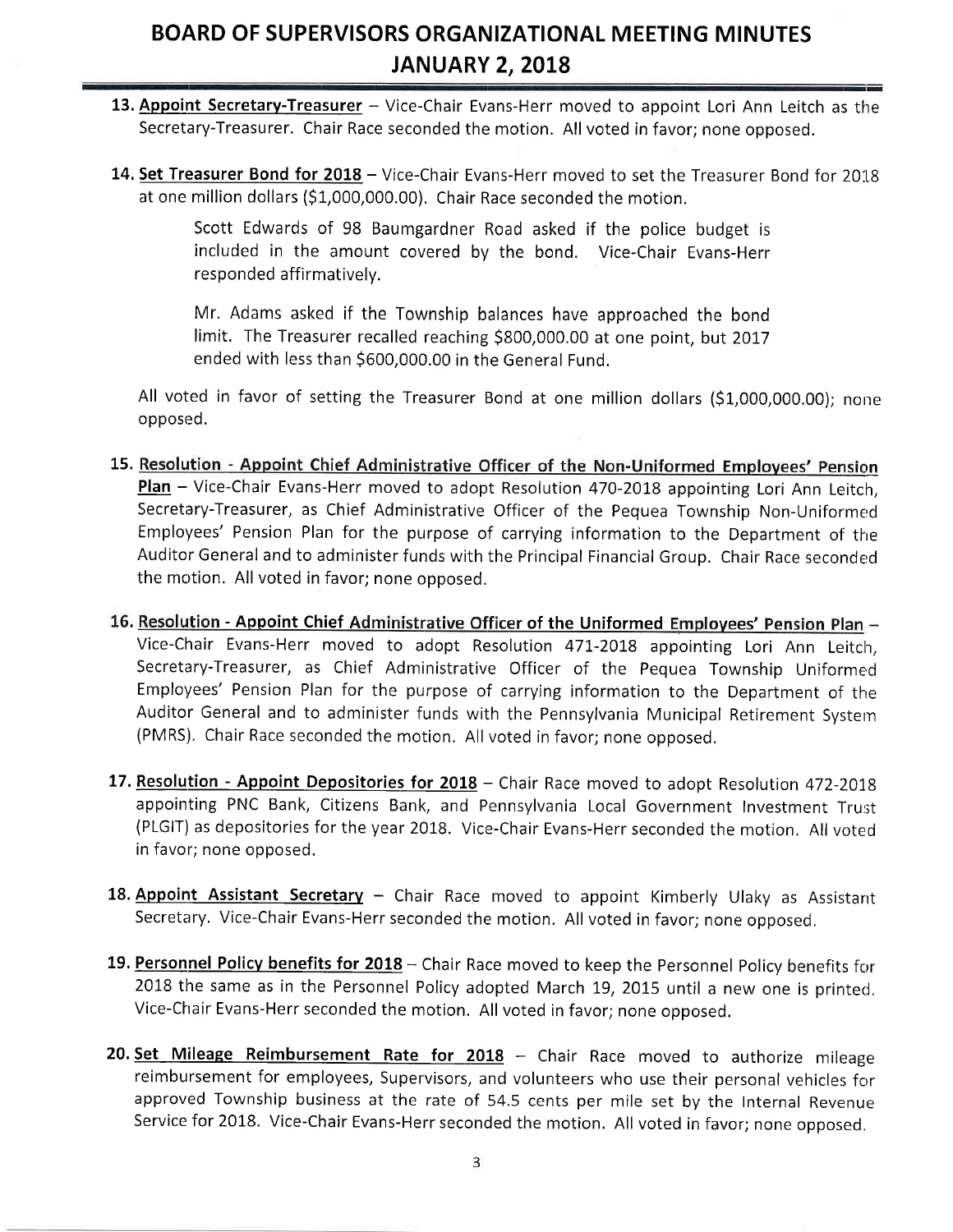13. **Appoint Secretary-Treasurer** – Vice-Chair Evans-Herr moved to appoint Lori Ann Leitch as the Secretary-Treasurer. Chair Race seconded the motion. All voted in favor; none opposed.

14. **Set Treasurer Bond for 2018** – Vice-Chair Evans-Herr moved to set the Treasurer Bond for 2018 at one million dollars ($1,000,000.00). Chair Race seconded the motion.

    Scott Edwards of 98 Baumgardner Road asked if the police budget is included in the amount covered by the bond. Vice-Chair Evans-Herr responded affirmatively.

    Mr. Adams asked if the Township balances have approached the bond limit. The Treasurer recalled reaching $800,000.00 at one point, but 2017 ended with less than $600,000.00 in the General Fund.

    All voted in favor of setting the Treasurer Bond at one million dollars ($1,000,000.00); none opposed.

15. **Resolution - Appoint Chief Administrative Officer of the Non-Uniformed Employees' Pension Plan** – Vice-Chair Evans-Herr moved to adopt Resolution 470-2018 appointing Lori Ann Leitch, Secretary-Treasurer, as Chief Administrative Officer of the Pequea Township Non-Uniformed Employees' Pension Plan for the purpose of carrying information to the Department of the Auditor General and to administer funds with the Principal Financial Group. Chair Race seconded the motion. All voted in favor; none opposed.

16. **Resolution - Appoint Chief Administrative Officer of the Uniformed Employees' Pension Plan** – Vice-Chair Evans-Herr moved to adopt Resolution 471-2018 appointing Lori Ann Leitch, Secretary-Treasurer, as Chief Administrative Officer of the Pequea Township Uniformed Employees' Pension Plan for the purpose of carrying information to the Department of the Auditor General and to administer funds with the Pennsylvania Municipal Retirement System (PMRS). Chair Race seconded the motion. All voted in favor; none opposed.

17. **Resolution - Appoint Depositories for 2018** – Chair Race moved to adopt Resolution 472-2018 appointing PNC Bank, Citizens Bank, and Pennsylvania Local Government Investment Trust (PLGIT) as depositories for the year 2018. Vice-Chair Evans-Herr seconded the motion. All voted in favor; none opposed.

18. **Appoint Assistant Secretary** – Chair Race moved to appoint Kimberly Ulaky as Assistant Secretary. Vice-Chair Evans-Herr seconded the motion. All voted in favor; none opposed.

19. **Personnel Policy benefits for 2018** – Chair Race moved to keep the Personnel Policy benefits for 2018 the same as in the Personnel Policy adopted March 19, 2015 until a new one is printed. Vice-Chair Evans-Herr seconded the motion. All voted in favor; none opposed.

20. **Set Mileage Reimbursement Rate for 2018** – Chair Race moved to authorize mileage reimbursement for employees, Supervisors, and volunteers who use their personal vehicles for approved Township business at the rate of 54.5 cents per mile set by the Internal Revenue Service for 2018. Vice-Chair Evans-Herr seconded the motion. All voted in favor; none opposed.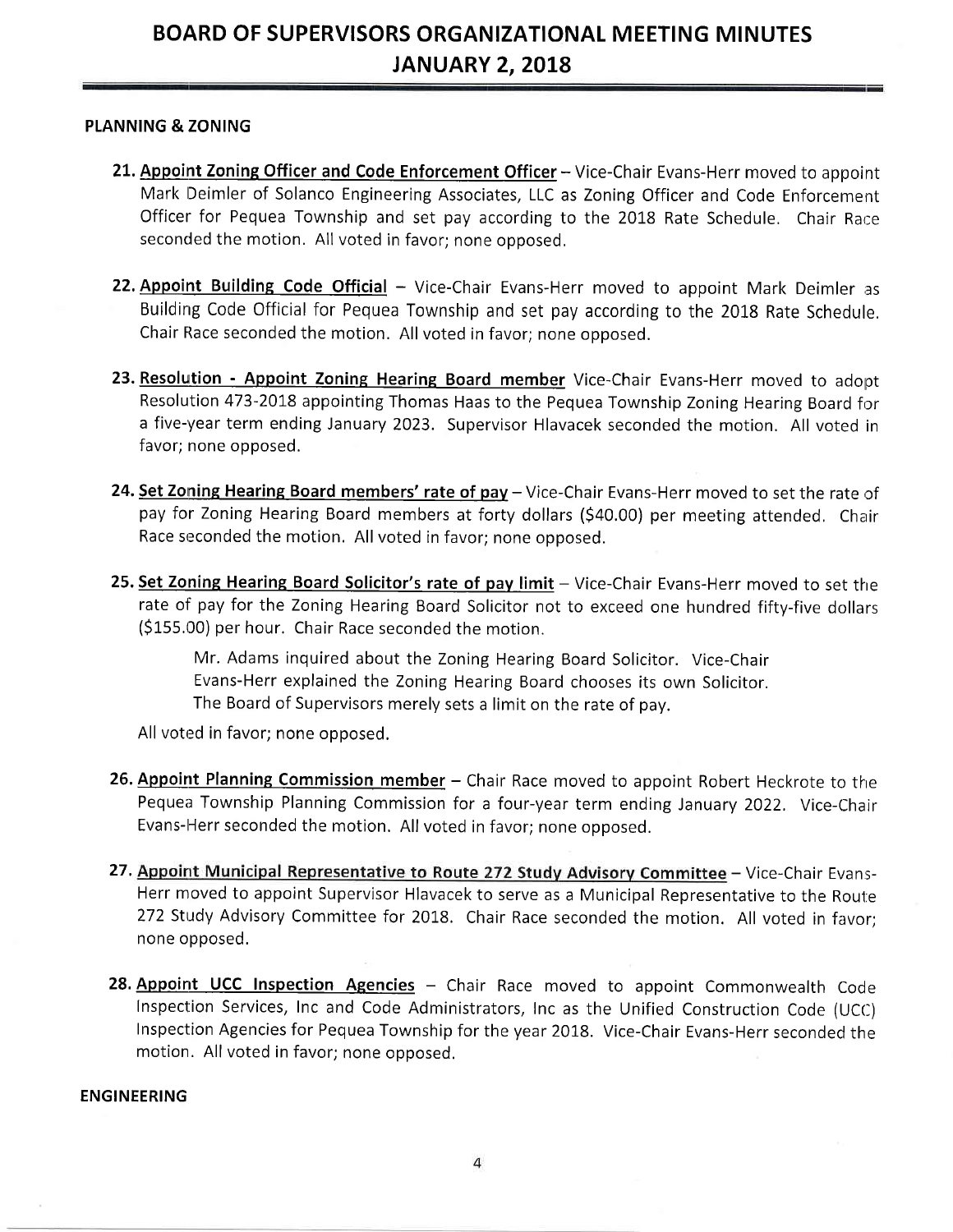## PLANNING & ZONING

21. **Appoint Zoning Officer and Code Enforcement Officer** – Vice-Chair Evans-Herr moved to appoint Mark Deimler of Solanco Engineering Associates, LLC as Zoning Officer and Code Enforcement Officer for Pequea Township and set pay according to the 2018 Rate Schedule. Chair Race seconded the motion. All voted in favor; none opposed.

22. **Appoint Building Code Official** – Vice-Chair Evans-Herr moved to appoint Mark Deimler as Building Code Official for Pequea Township and set pay according to the 2018 Rate Schedule. Chair Race seconded the motion. All voted in favor; none opposed.

23. **Resolution - Appoint Zoning Hearing Board member** Vice-Chair Evans-Herr moved to adopt Resolution 473-2018 appointing Thomas Haas to the Pequea Township Zoning Hearing Board for a five-year term ending January 2023. Supervisor Hlavacek seconded the motion. All voted in favor; none opposed.

24. **Set Zoning Hearing Board members' rate of pay** – Vice-Chair Evans-Herr moved to set the rate of pay for Zoning Hearing Board members at forty dollars ($40.00) per meeting attended. Chair Race seconded the motion. All voted in favor; none opposed.

25. **Set Zoning Hearing Board Solicitor's rate of pay limit** – Vice-Chair Evans-Herr moved to set the rate of pay for the Zoning Hearing Board Solicitor not to exceed one hundred fifty-five dollars ($155.00) per hour. Chair Race seconded the motion.

    Mr. Adams inquired about the Zoning Hearing Board Solicitor. Vice-Chair Evans-Herr explained the Zoning Hearing Board chooses its own Solicitor. The Board of Supervisors merely sets a limit on the rate of pay.

    All voted in favor; none opposed.

26. **Appoint Planning Commission member** – Chair Race moved to appoint Robert Heckrote to the Pequea Township Planning Commission for a four-year term ending January 2022. Vice-Chair Evans-Herr seconded the motion. All voted in favor; none opposed.

27. **Appoint Municipal Representative to Route 272 Study Advisory Committee** – Vice-Chair Evans-Herr moved to appoint Supervisor Hlavacek to serve as a Municipal Representative to the Route 272 Study Advisory Committee for 2018. Chair Race seconded the motion. All voted in favor; none opposed.

28. **Appoint UCC Inspection Agencies** – Chair Race moved to appoint Commonwealth Code Inspection Services, Inc and Code Administrators, Inc as the Unified Construction Code (UCC) Inspection Agencies for Pequea Township for the year 2018. Vice-Chair Evans-Herr seconded the motion. All voted in favor; none opposed.

## ENGINEERING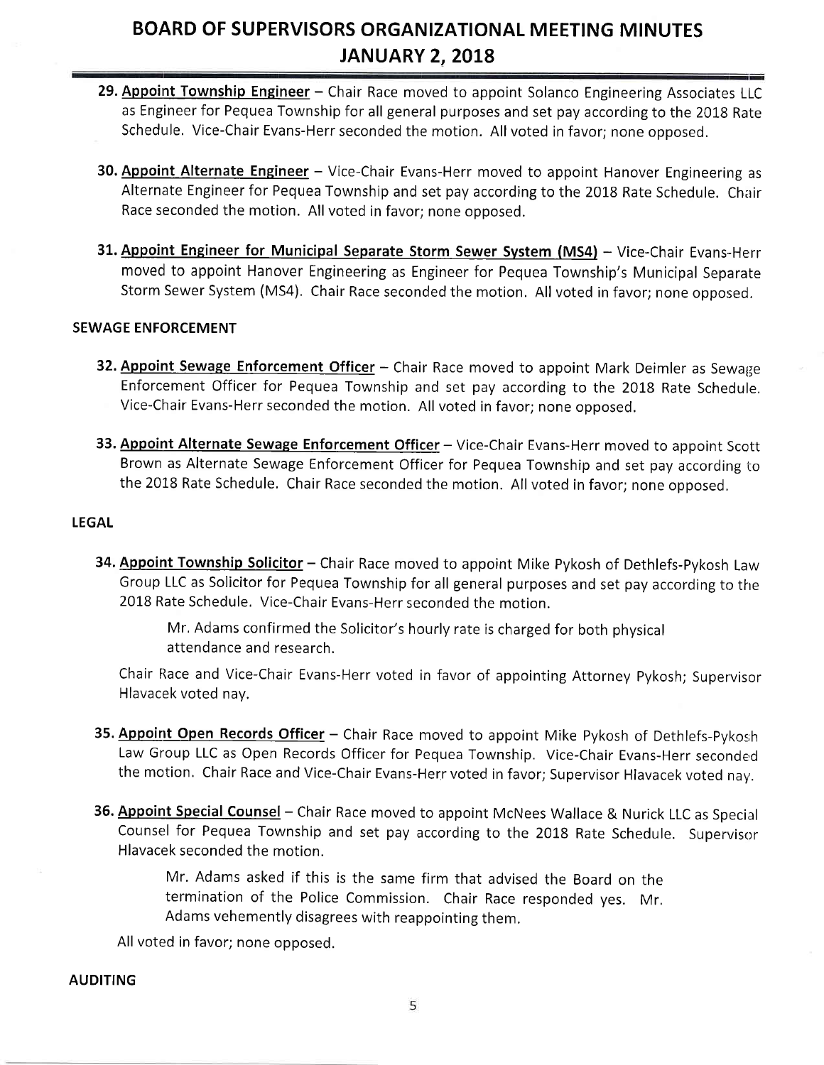29. **Appoint Township Engineer** – Chair Race moved to appoint Solanco Engineering Associates LLC as Engineer for Pequea Township for all general purposes and set pay according to the 2018 Rate Schedule. Vice-Chair Evans-Herr seconded the motion. All voted in favor; none opposed.

30. **Appoint Alternate Engineer** – Vice-Chair Evans-Herr moved to appoint Hanover Engineering as Alternate Engineer for Pequea Township and set pay according to the 2018 Rate Schedule. Chair Race seconded the motion. All voted in favor; none opposed.

31. **Appoint Engineer for Municipal Separate Storm Sewer System (MS4)** – Vice-Chair Evans-Herr moved to appoint Hanover Engineering as Engineer for Pequea Township's Municipal Separate Storm Sewer System (MS4). Chair Race seconded the motion. All voted in favor; none opposed.

### SEWAGE ENFORCEMENT

32. **Appoint Sewage Enforcement Officer** – Chair Race moved to appoint Mark Deimler as Sewage Enforcement Officer for Pequea Township and set pay according to the 2018 Rate Schedule. Vice-Chair Evans-Herr seconded the motion. All voted in favor; none opposed.

33. **Appoint Alternate Sewage Enforcement Officer** – Vice-Chair Evans-Herr moved to appoint Scott Brown as Alternate Sewage Enforcement Officer for Pequea Township and set pay according to the 2018 Rate Schedule. Chair Race seconded the motion. All voted in favor; none opposed.

### LEGAL

34. **Appoint Township Solicitor** – Chair Race moved to appoint Mike Pykosh of Dethlefs-Pykosh Law Group LLC as Solicitor for Pequea Township for all general purposes and set pay according to the 2018 Rate Schedule. Vice-Chair Evans-Herr seconded the motion.

    Mr. Adams confirmed the Solicitor's hourly rate is charged for both physical attendance and research.

    Chair Race and Vice-Chair Evans-Herr voted in favor of appointing Attorney Pykosh; Supervisor Hlavacek voted nay.

35. **Appoint Open Records Officer** – Chair Race moved to appoint Mike Pykosh of Dethlefs-Pykosh Law Group LLC as Open Records Officer for Pequea Township. Vice-Chair Evans-Herr seconded the motion. Chair Race and Vice-Chair Evans-Herr voted in favor; Supervisor Hlavacek voted nay.

36. **Appoint Special Counsel** – Chair Race moved to appoint McNees Wallace & Nurick LLC as Special Counsel for Pequea Township and set pay according to the 2018 Rate Schedule. Supervisor Hlavacek seconded the motion.

    Mr. Adams asked if this is the same firm that advised the Board on the termination of the Police Commission. Chair Race responded yes. Mr. Adams vehemently disagrees with reappointing them.

    All voted in favor; none opposed.

### AUDITING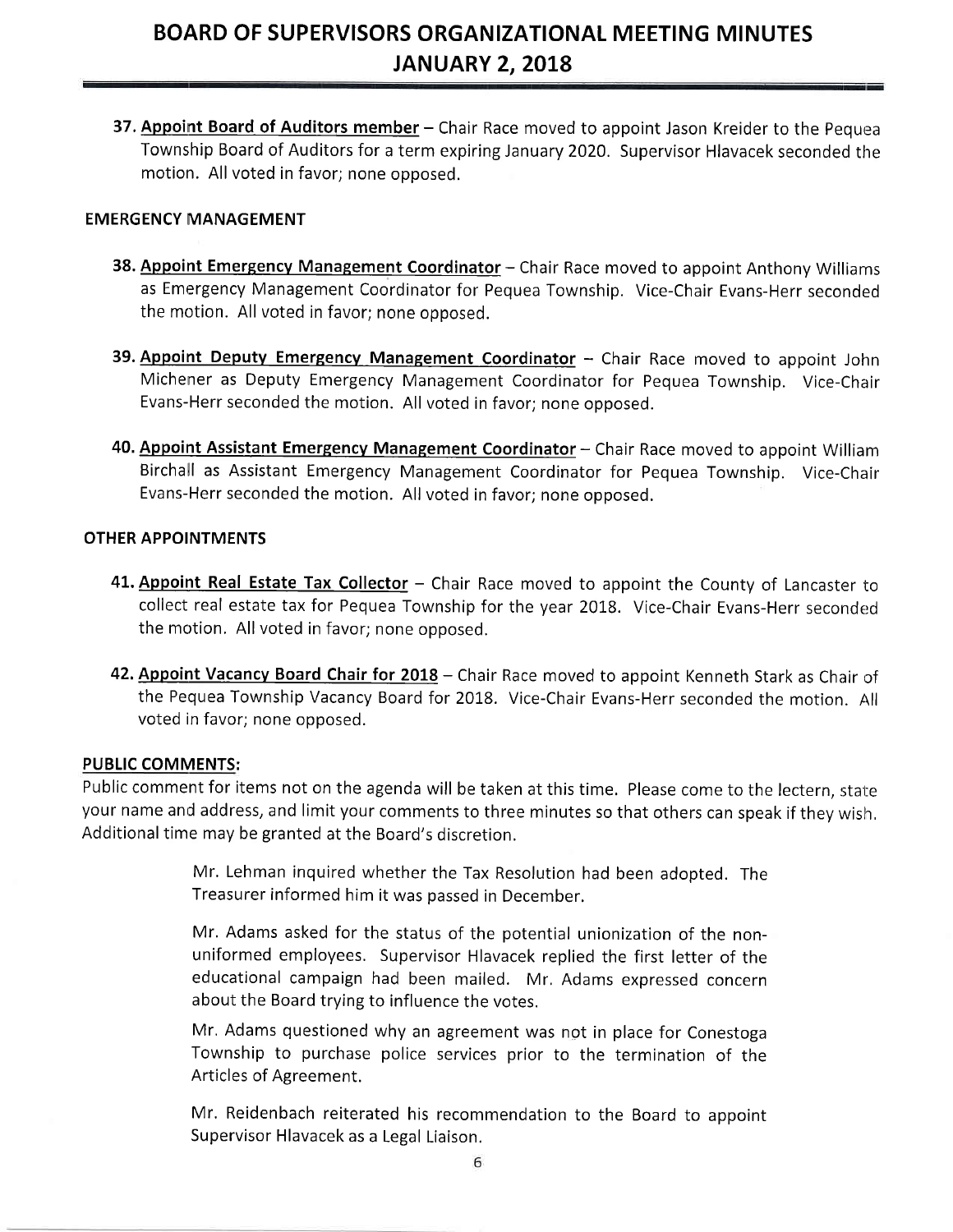37. **Appoint Board of Auditors member** – Chair Race moved to appoint Jason Kreider to the Pequea Township Board of Auditors for a term expiring January 2020. Supervisor Hlavacek seconded the motion. All voted in favor; none opposed.

**EMERGENCY MANAGEMENT**

38. **Appoint Emergency Management Coordinator** – Chair Race moved to appoint Anthony Williams as Emergency Management Coordinator for Pequea Township. Vice-Chair Evans-Herr seconded the motion. All voted in favor; none opposed.

39. **Appoint Deputy Emergency Management Coordinator** – Chair Race moved to appoint John Michener as Deputy Emergency Management Coordinator for Pequea Township. Vice-Chair Evans-Herr seconded the motion. All voted in favor; none opposed.

40. **Appoint Assistant Emergency Management Coordinator** – Chair Race moved to appoint William Birchall as Assistant Emergency Management Coordinator for Pequea Township. Vice-Chair Evans-Herr seconded the motion. All voted in favor; none opposed.

**OTHER APPOINTMENTS**

41. **Appoint Real Estate Tax Collector** – Chair Race moved to appoint the County of Lancaster to collect real estate tax for Pequea Township for the year 2018. Vice-Chair Evans-Herr seconded the motion. All voted in favor; none opposed.

42. **Appoint Vacancy Board Chair for 2018** – Chair Race moved to appoint Kenneth Stark as Chair of the Pequea Township Vacancy Board for 2018. Vice-Chair Evans-Herr seconded the motion. All voted in favor; none opposed.

**PUBLIC COMMENTS:**

Public comment for items not on the agenda will be taken at this time. Please come to the lectern, state your name and address, and limit your comments to three minutes so that others can speak if they wish. Additional time may be granted at the Board's discretion.

Mr. Lehman inquired whether the Tax Resolution had been adopted. The Treasurer informed him it was passed in December.

Mr. Adams asked for the status of the potential unionization of the non-uniformed employees. Supervisor Hlavacek replied the first letter of the educational campaign had been mailed. Mr. Adams expressed concern about the Board trying to influence the votes.

Mr. Adams questioned why an agreement was not in place for Conestoga Township to purchase police services prior to the termination of the Articles of Agreement.

Mr. Reidenbach reiterated his recommendation to the Board to appoint Supervisor Hlavacek as a Legal Liaison.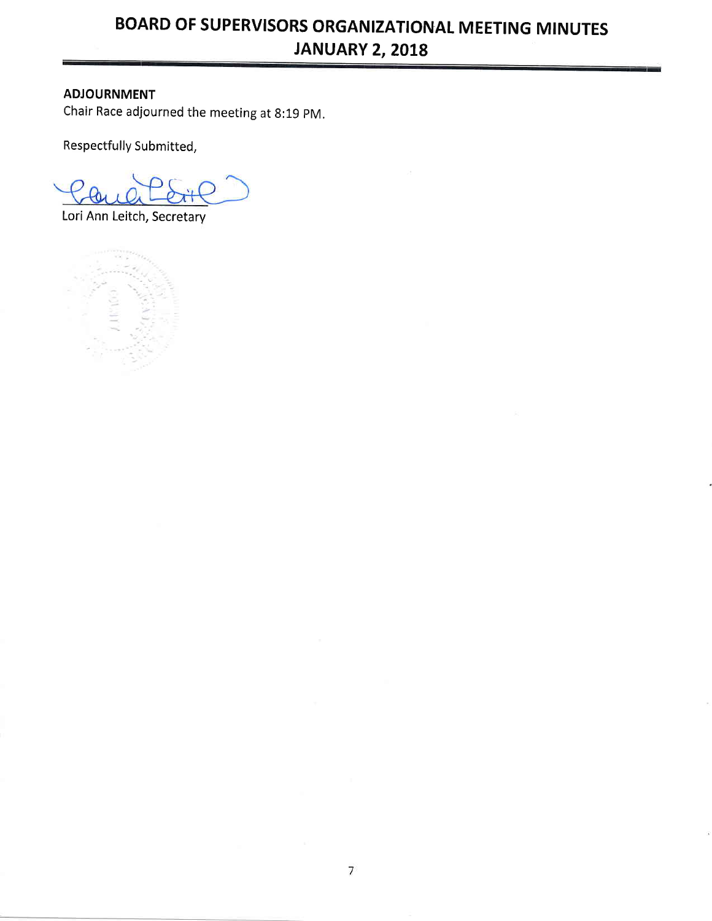**ADJOURNMENT**

Chair Race adjourned the meeting at 8:19 PM.

Respectfully Submitted,

Lori Ann Leitch, Secretary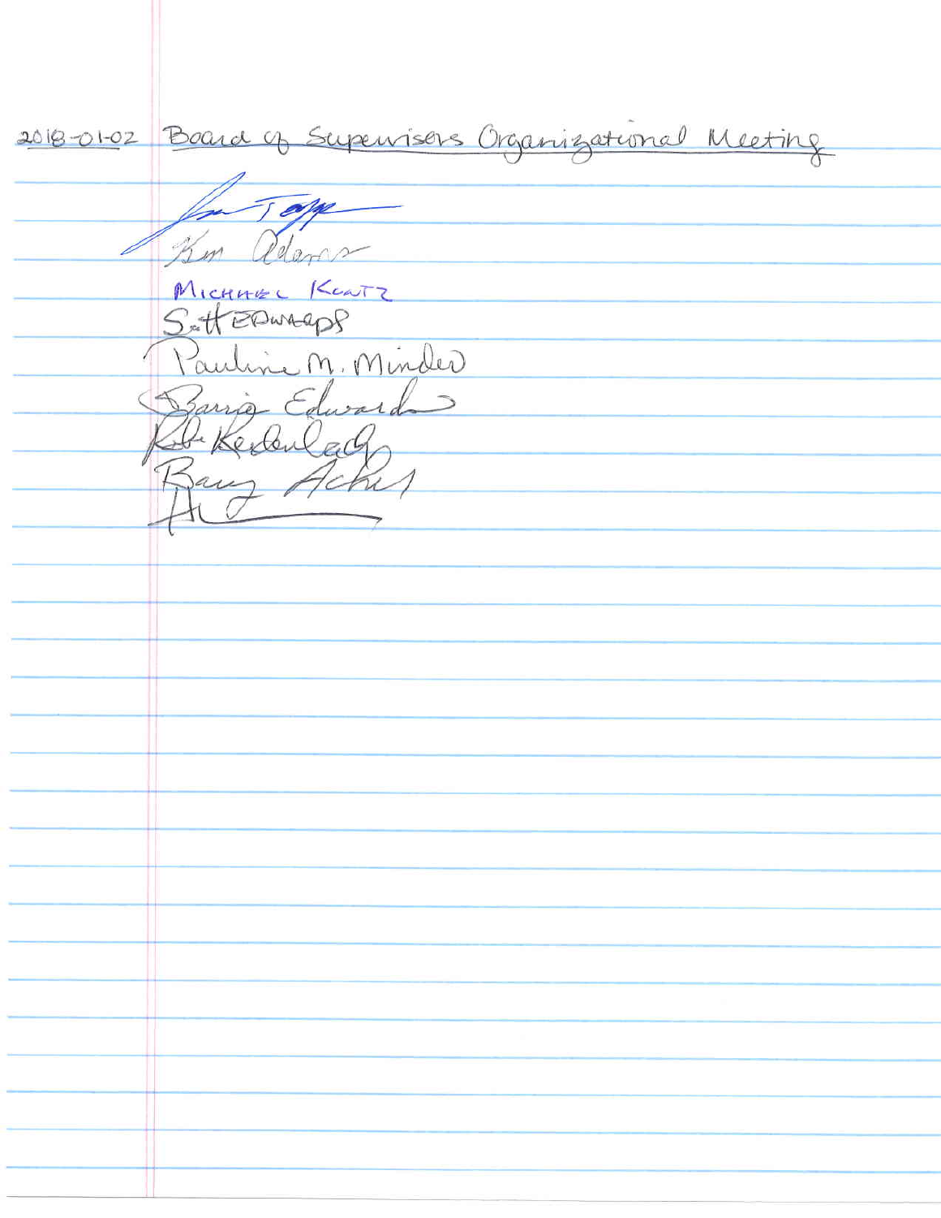2018-01-02 Board of Supervisors Organizational Meeting

Jim Tapp

Kim Adams

MICHAEL KUNTZ

Scott Edwards

Pauline M. Minder

Barrie Edwards

Rob Kerlenbach

Barry Acker

Al